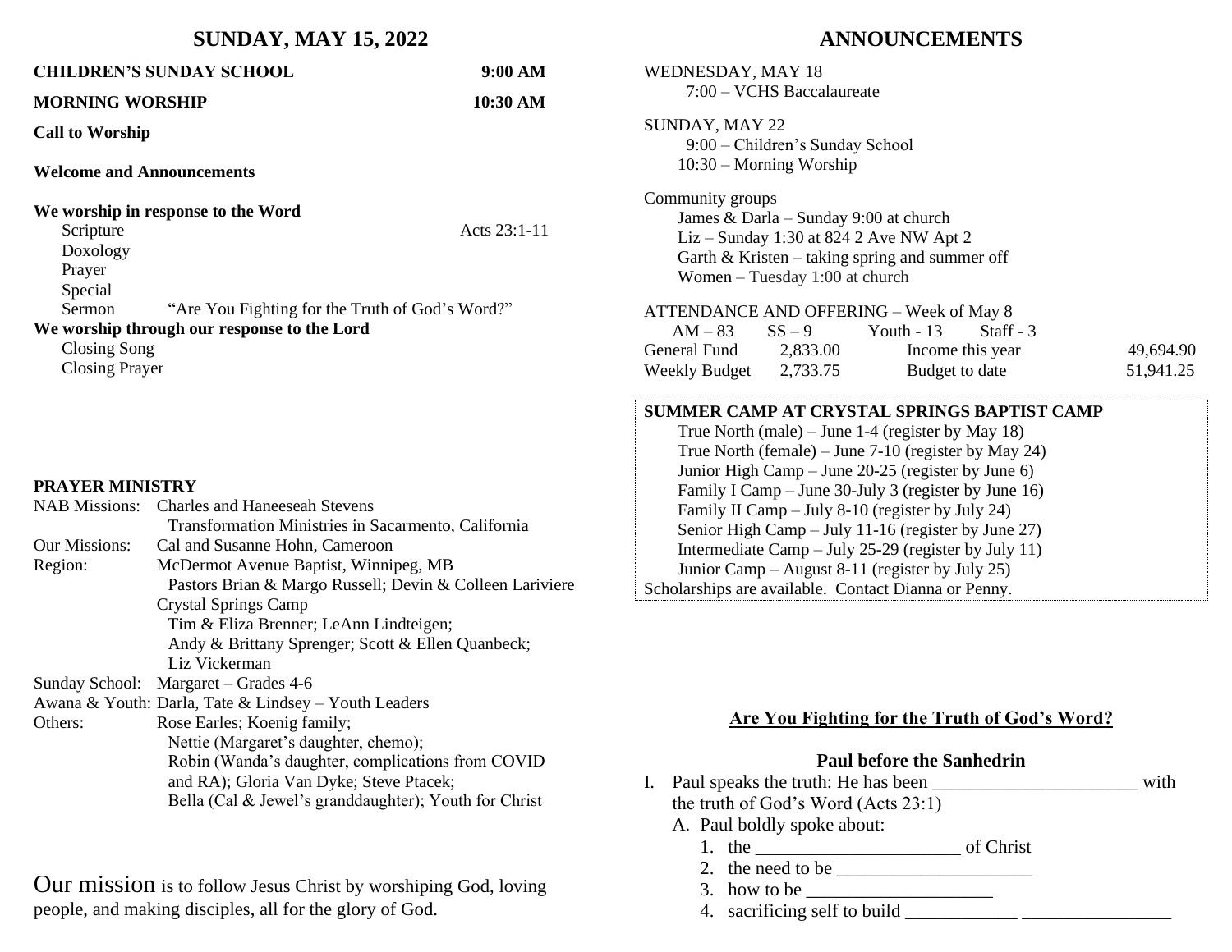# SUNDAY, MAY 15, 2022

**CHILDREN'S SUNDAY SCHOOL** 9:00 AM

**MORNING WORSHIP** 10:30 AM

**Call to Worship**

**Welcome and Announcements**

**We worship in response to the Word**

Scripture Acts 23:1-11
Doxology
Prayer
Special
Sermon "Are You Fighting for the Truth of God's Word?"

**We worship through our response to the Lord**

Closing Song
Closing Prayer

**PRAYER MINISTRY**

| | |
|---|---|
| NAB Missions: | Charles and Haneeseah Stevens<br>Transformation Ministries in Sacramento, California |
| Our Missions: | Cal and Susanne Hohn, Cameroon |
| Region: | McDermot Avenue Baptist, Winnipeg, MB<br>Pastors Brian & Margo Russell; Devin & Colleen Lariviere<br>Crystal Springs Camp<br>Tim & Eliza Brenner; LeAnn Lindteigen;<br>Andy & Brittany Sprenger; Scott & Ellen Quanbeck;<br>Liz Vickerman |
| Sunday School: | Margaret – Grades 4-6 |
| Awana & Youth: | Darla, Tate & Lindsey – Youth Leaders |
| Others: | Rose Earles; Koenig family;<br>Nettie (Margaret's daughter, chemo);<br>Robin (Wanda's daughter, complications from COVID and RA); Gloria Van Dyke; Steve Ptacek;<br>Bella (Cal & Jewel's granddaughter); Youth for Christ |

Our mission is to follow Jesus Christ by worshiping God, loving people, and making disciples, all for the glory of God.

# ANNOUNCEMENTS

WEDNESDAY, MAY 18
7:00 – VCHS Baccalaureate

SUNDAY, MAY 22
9:00 – Children's Sunday School
10:30 – Morning Worship

Community groups
James & Darla – Sunday 9:00 at church
Liz – Sunday 1:30 at 824 2 Ave NW Apt 2
Garth & Kristen – taking spring and summer off
Women – Tuesday 1:00 at church

ATTENDANCE AND OFFERING – Week of May 8
AM – 83 SS – 9 Youth - 13 Staff - 3

| | | | |
|---|---|---|---|
| General Fund | 2,833.00 | Income this year | 49,694.90 |
| Weekly Budget | 2,733.75 | Budget to date | 51,941.25 |

**SUMMER CAMP AT CRYSTAL SPRINGS BAPTIST CAMP**

True North (male) – June 1-4 (register by May 18)
True North (female) – June 7-10 (register by May 24)
Junior High Camp – June 20-25 (register by June 6)
Family I Camp – June 30-July 3 (register by June 16)
Family II Camp – July 8-10 (register by July 24)
Senior High Camp – July 11-16 (register by June 27)
Intermediate Camp – July 25-29 (register by July 11)
Junior Camp – August 8-11 (register by July 25)

Scholarships are available. Contact Dianna or Penny.

## Are You Fighting for the Truth of God's Word?

### Paul before the Sanhedrin

I. Paul speaks the truth: He has been ______________________ with the truth of God's Word (Acts 23:1)
   A. Paul boldly spoke about:
      1. the ______________________ of Christ
      2. the need to be _____________________
      3. how to be ____________________
      4. sacrificing self to build ____________ ________________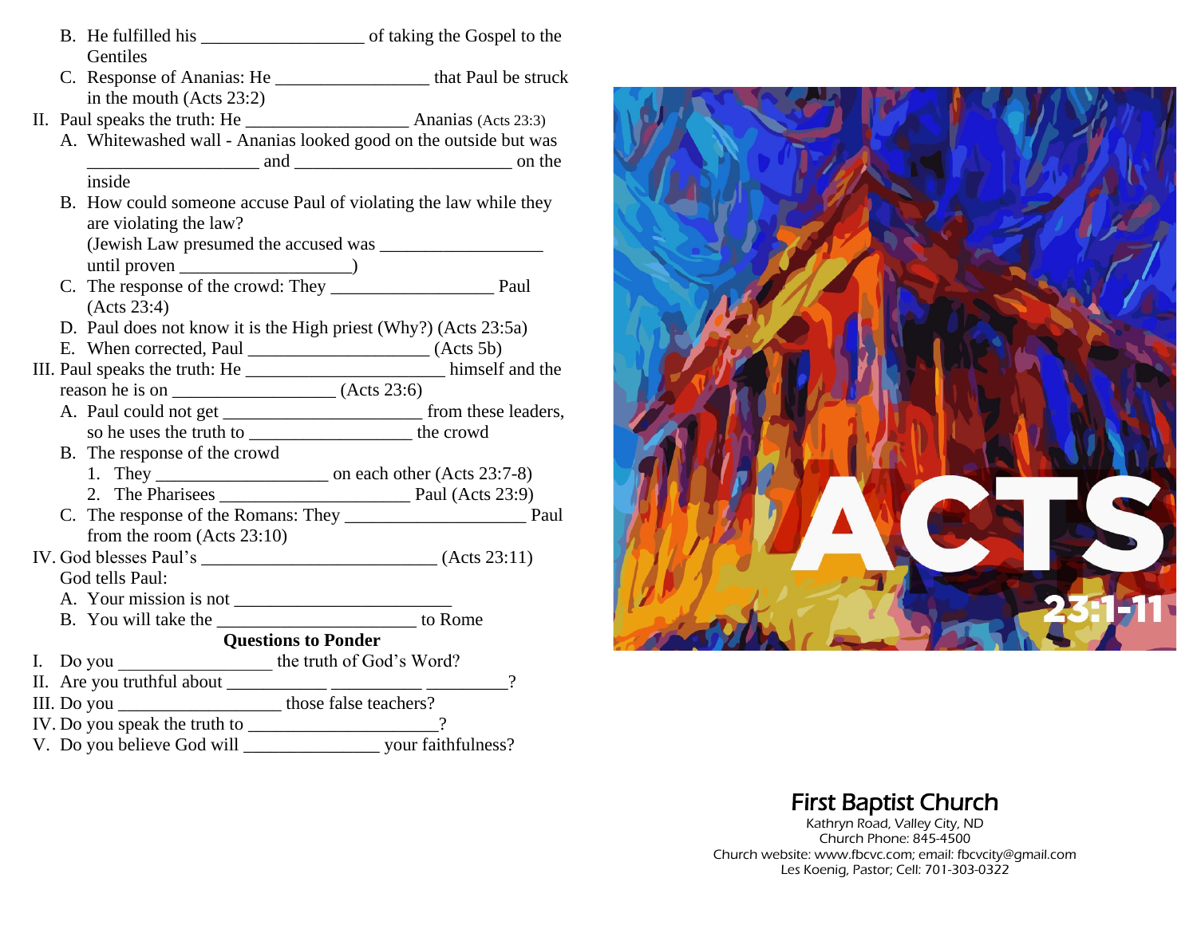B. He fulfilled his __________________ of taking the Gospel to the Gentiles

C. Response of Ananias: He _________________ that Paul be struck in the mouth (Acts 23:2)

II. Paul speaks the truth: He __________________ Ananias (Acts 23:3)

A. Whitewashed wall - Ananias looked good on the outside but was ___________________ and ________________________ on the inside

B. How could someone accuse Paul of violating the law while they are violating the law? (Jewish Law presumed the accused was __________________ until proven __________________)

C. The response of the crowd: They __________________ Paul (Acts 23:4)

D. Paul does not know it is the High priest (Why?) (Acts 23:5a)

E. When corrected, Paul ____________________ (Acts 5b)

III. Paul speaks the truth: He ______________________ himself and the reason he is on __________________ (Acts 23:6)

A. Paul could not get ______________________ from these leaders, so he uses the truth to __________________ the crowd

B. The response of the crowd

1. They ___________________ on each other (Acts 23:7-8)
2. The Pharisees ______________________ Paul (Acts 23:9)

C. The response of the Romans: They ____________________ Paul from the room (Acts 23:10)

IV. God blesses Paul's __________________________ (Acts 23:11)

God tells Paul:

A. Your mission is not ________________________

B. You will take the ______________________ to Rome

**Questions to Ponder**

I. Do you _________________ the truth of God's Word?

II. Are you truthful about ___________ __________ _________?

III. Do you __________________ those false teachers?

IV. Do you speak the truth to _____________________?

V. Do you believe God will _______________ your faithfulness?

ACTS

23:1-11

First Baptist Church

Kathryn Road, Valley City, ND

Church Phone: 845-4500

Church website: www.fbcvc.com; email: fbcvcity@gmail.com

Les Koenig, Pastor; Cell: 701-303-0322